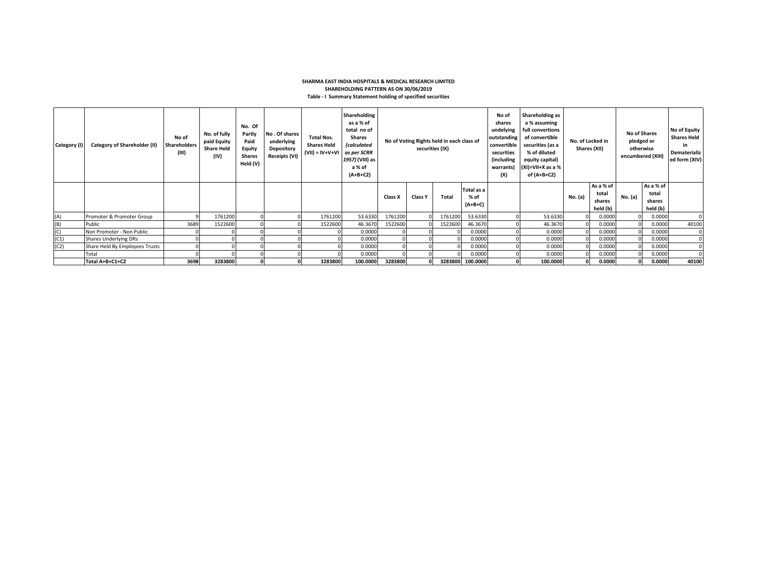**SHARMA EAST INDIA HOSPITALS & MEDICAL RESEARCH LIMITED**

**SHAREHOLDING PATTERN AS ON 30/06/2019**

**Table - I Summary Statement holding of specified securities**

| Category (I) | Category of Shareholder (II) | No of Shareholders (III) | No. of fully paid Equity Share Held (IV) | No. Of Partly Paid Equity Shares Held (V) | No . Of shares underlying Depository Receipts (VI) | Total Nos. Shares Held (VII) = IV+V+VI | Shareholding as a % of total no of Shares *(calculated as per SCRR 1957)* (VIII) as a % of (A+B+C2) | No of Voting Rights held in each class of securities (IX) | | | | No of shares undelying outstanding convertible securities (including warrants) (X) | Shareholding as a % assuming full convertions of convertible securities (as a % of diluted equity capital) (XI)=VII+X as a % of (A+B+C2) | No. of Locked in Shares (XII) | | No of Shares pledged or otherwise encumbered (XIII) | | No of Equity Shares Held in Dematerialized form (XIV) |
|---|---|---|---|---|---|---|---|---|---|---|---|---|---|---|---|---|---|---|
| | | | | | | | | Class X | Class Y | Total | Total as a % of (A+B+C) | | | No. (a) | As a % of total shares held (b) | No. (a) | As a % of total shares held (b) | |
| (A) | Promoter & Promoter Group | 9 | 1761200 | 0 | 0 | 1761200 | 53.6330 | 1761200 | 0 | 1761200 | 53.6330 | 0 | 53.6330 | 0 | 0.0000 | 0 | 0.0000 | 0 |
| (B) | Public | 3689 | 1522600 | 0 | 0 | 1522600 | 46.3670 | 1522600 | 0 | 1522600 | 46.3670 | 0 | 46.3670 | 0 | 0.0000 | 0 | 0.0000 | 40100 |
| (C) | Non Promoter - Non Public | 0 | 0 | 0 | 0 | 0 | 0.0000 | 0 | 0 | 0 | 0.0000 | 0 | 0.0000 | 0 | 0.0000 | 0 | 0.0000 | 0 |
| (C1) | Shares Underlying DRs | 0 | 0 | 0 | 0 | 0 | 0.0000 | 0 | 0 | 0 | 0.0000 | 0 | 0.0000 | 0 | 0.0000 | 0 | 0.0000 | 0 |
| (C2) | Share Held By Employees Trusts | 0 | 0 | 0 | 0 | 0 | 0.0000 | 0 | 0 | 0 | 0.0000 | 0 | 0.0000 | 0 | 0.0000 | 0 | 0.0000 | 0 |
| | Total | 0 | 0 | 0 | 0 | 0 | 0.0000 | 0 | 0 | 0 | 0.0000 | 0 | 0.0000 | 0 | 0.0000 | 0 | 0.0000 | 0 |
| | **Total A+B+C1+C2** | **3698** | **3283800** | **0** | **0** | **3283800** | **100.0000** | **3283800** | **0** | **3283800** | **100.0000** | **0** | **100.0000** | **0** | **0.0000** | **0** | **0.0000** | **40100** |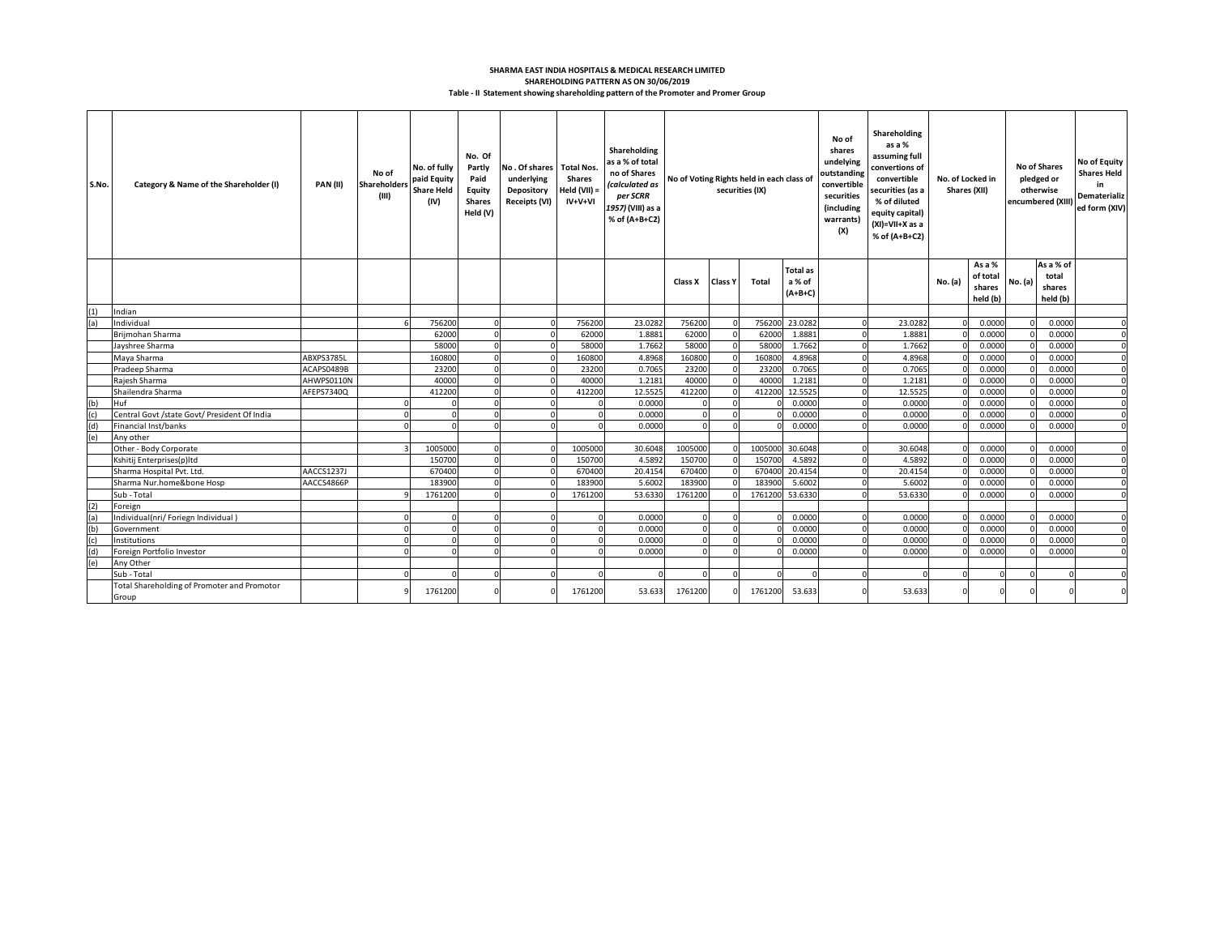**SHARMA EAST INDIA HOSPITALS & MEDICAL RESEARCH LIMITED**
**SHAREHOLDING PATTERN AS ON 30/06/2019**
**Table - II Statement showing shareholding pattern of the Promoter and Promer Group**

| S.No. | Category & Name of the Shareholder (I) | PAN (II) | No of Shareholders (III) | No. of fully paid Equity Share Held (IV) | No. Of Partly Paid Equity Shares Held (V) | No . Of shares underlying Depository Receipts (VI) | Total Nos. Shares Held (VII) = IV+V+VI | Shareholding as a % of total no of Shares *(calculated as per SCRR 1957)* (VIII) as a % of (A+B+C2) | No of Voting Rights held in each class of securities (IX) | | | | No of shares undelying outstanding convertible securities (including warrants) (X) | Shareholding as a % assuming full convertions of convertible securities (as a % of diluted equity capital) (XI)=VII+X as a % of (A+B+C2) | No. of Locked in Shares (XII) | | No of Shares pledged or otherwise encumbered (XIII) | | No of Equity Shares Held in Dematerialized form (XIV) |
|---|---|---|---|---|---|---|---|---|---|---|---|---|---|---|---|---|---|---|---|
| | | | | | | | | | Class X | Class Y | Total | Total as a % of (A+B+C) | | | No. (a) | As a % of total shares held (b) | No. (a) | As a % of total shares held (b) | |
| (1) | Indian | | | | | | | | | | | | | | | | | | |
| (a) | Individual | | 6 | 756200 | 0 | 0 | 756200 | 23.0282 | 756200 | 0 | 756200 | 23.0282 | 0 | 23.0282 | 0 | 0.0000 | 0 | 0.0000 | 0 |
| | Brijmohan Sharma | | | 62000 | 0 | 0 | 62000 | 1.8881 | 62000 | 0 | 62000 | 1.8881 | 0 | 1.8881 | 0 | 0.0000 | 0 | 0.0000 | 0 |
| | Jayshree Sharma | | | 58000 | 0 | 0 | 58000 | 1.7662 | 58000 | 0 | 58000 | 1.7662 | 0 | 1.7662 | 0 | 0.0000 | 0 | 0.0000 | 0 |
| | Maya Sharma | ABXPS3785L | | 160800 | 0 | 0 | 160800 | 4.8968 | 160800 | 0 | 160800 | 4.8968 | 0 | 4.8968 | 0 | 0.0000 | 0 | 0.0000 | 0 |
| | Pradeep Sharma | ACAPS0489B | | 23200 | 0 | 0 | 23200 | 0.7065 | 23200 | 0 | 23200 | 0.7065 | 0 | 0.7065 | 0 | 0.0000 | 0 | 0.0000 | 0 |
| | Rajesh Sharma | AHWPS0110N | | 40000 | 0 | 0 | 40000 | 1.2181 | 40000 | 0 | 40000 | 1.2181 | 0 | 1.2181 | 0 | 0.0000 | 0 | 0.0000 | 0 |
| | Shailendra Sharma | AFEPS7340Q | | 412200 | 0 | 0 | 412200 | 12.5525 | 412200 | 0 | 412200 | 12.5525 | 0 | 12.5525 | 0 | 0.0000 | 0 | 0.0000 | 0 |
| (b) | Huf | | 0 | 0 | 0 | 0 | 0 | 0.0000 | 0 | 0 | 0 | 0.0000 | 0 | 0.0000 | 0 | 0.0000 | 0 | 0.0000 | 0 |
| (c) | Central Govt /state Govt/ President Of India | | 0 | 0 | 0 | 0 | 0 | 0.0000 | 0 | 0 | 0 | 0.0000 | 0 | 0.0000 | 0 | 0.0000 | 0 | 0.0000 | 0 |
| (d) | Financial Inst/banks | | 0 | 0 | 0 | 0 | 0 | 0.0000 | 0 | 0 | 0 | 0.0000 | 0 | 0.0000 | 0 | 0.0000 | 0 | 0.0000 | 0 |
| (e) | Any other | | | | | | | | | | | | | | | | | | |
| | Other - Body Corporate | | 3 | 1005000 | 0 | 0 | 1005000 | 30.6048 | 1005000 | 0 | 1005000 | 30.6048 | 0 | 30.6048 | 0 | 0.0000 | 0 | 0.0000 | 0 |
| | Kshitij Enterprises(p)ltd | | | 150700 | 0 | 0 | 150700 | 4.5892 | 150700 | 0 | 150700 | 4.5892 | 0 | 4.5892 | 0 | 0.0000 | 0 | 0.0000 | 0 |
| | Sharma Hospital Pvt. Ltd. | AACCS1237J | | 670400 | 0 | 0 | 670400 | 20.4154 | 670400 | 0 | 670400 | 20.4154 | 0 | 20.4154 | 0 | 0.0000 | 0 | 0.0000 | 0 |
| | Sharma Nur.home&bone Hosp | AACCS4866P | | 183900 | 0 | 0 | 183900 | 5.6002 | 183900 | 0 | 183900 | 5.6002 | 0 | 5.6002 | 0 | 0.0000 | 0 | 0.0000 | 0 |
| | Sub - Total | | 9 | 1761200 | 0 | 0 | 1761200 | 53.6330 | 1761200 | 0 | 1761200 | 53.6330 | 0 | 53.6330 | 0 | 0.0000 | 0 | 0.0000 | 0 |
| (2) | Foreign | | | | | | | | | | | | | | | | | | |
| (a) | Individual(nri/ Foriegn Individual ) | | 0 | 0 | 0 | 0 | 0 | 0.0000 | 0 | 0 | 0 | 0.0000 | 0 | 0.0000 | 0 | 0.0000 | 0 | 0.0000 | 0 |
| (b) | Government | | 0 | 0 | 0 | 0 | 0 | 0.0000 | 0 | 0 | 0 | 0.0000 | 0 | 0.0000 | 0 | 0.0000 | 0 | 0.0000 | 0 |
| (c) | Institutions | | 0 | 0 | 0 | 0 | 0 | 0.0000 | 0 | 0 | 0 | 0.0000 | 0 | 0.0000 | 0 | 0.0000 | 0 | 0.0000 | 0 |
| (d) | Foreign Portfolio Investor | | 0 | 0 | 0 | 0 | 0 | 0.0000 | 0 | 0 | 0 | 0.0000 | 0 | 0.0000 | 0 | 0.0000 | 0 | 0.0000 | 0 |
| (e) | Any Other | | | | | | | | | | | | | | | | | | |
| | Sub - Total | | 0 | 0 | 0 | 0 | 0 | 0 | 0 | 0 | 0 | 0 | 0 | 0 | 0 | 0 | 0 | 0 | 0 |
| | Total Shareholding of Promoter and Promotor Group | | 9 | 1761200 | 0 | 0 | 1761200 | 53.633 | 1761200 | 0 | 1761200 | 53.633 | 0 | 53.633 | 0 | 0 | 0 | 0 | 0 |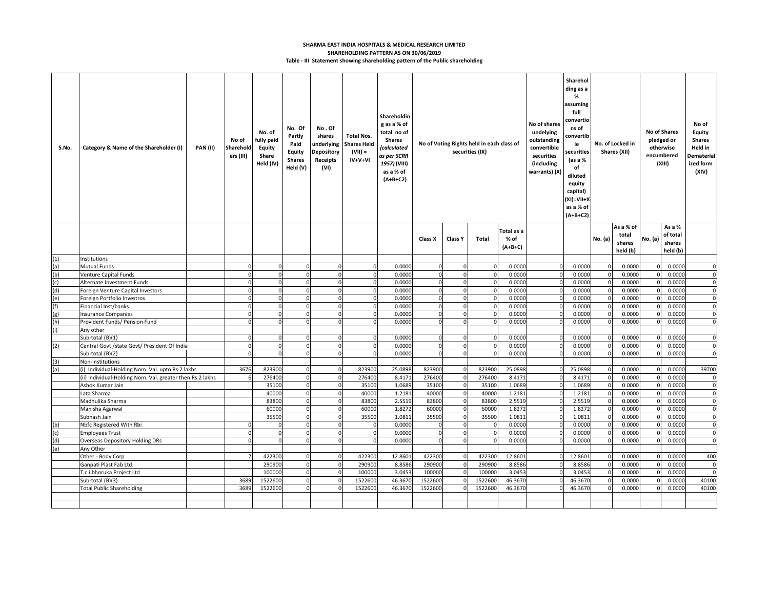**SHARMA EAST INDIA HOSPITALS & MEDICAL RESEARCH LIMITED**

**SHAREHOLDING PATTERN AS ON 30/06/2019**

**Table - III Statement showing shareholding pattern of the Public shareholding**

| S.No. | Category & Name of the Shareholder (I) | PAN (II) | No of Shareholders (III) | No. of fully paid Equity Share Held (IV) | No. Of Partly Paid Equity Shares Held (V) | No . Of shares underlying Depository Receipts (VI) | Total Nos. Shares Held (VII) = IV+V+VI | Shareholding as a % of total no of Shares (calculated as per SCRR 1957) (VIII) as a % of (A+B+C2) | No of Voting Rights held in each class of securities (IX) | | | | No of shares undelying outstanding convertible securities (including warrants) (X) | Shareholding as a % assuming full conversions of convertible securities (as a % of diluted equity capital) (XI)=VII+X as a % of (A+B+C2) | No. of Locked in Shares (XII) | | No of Shares pledged or otherwise encumbered (XIII) | | No of Equity Shares Held in Dematerialized form (XIV) |
|---|---|---|---|---|---|---|---|---|---|---|---|---|---|---|---|---|---|---|---|
| | | | | | | | | | Class X | Class Y | Total | Total as a % of (A+B+C) | | | No. (a) | As a % of total shares held (b) | No. (a) | As a % of total shares held (b) | |
| (1) | Institutions | | | | | | | | | | | | | | | | | | |
| (a) | Mutual Funds | | 0 | 0 | 0 | 0 | 0 | 0.0000 | 0 | 0 | 0 | 0.0000 | 0 | 0.0000 | 0 | 0.0000 | 0 | 0.0000 | 0 |
| (b) | Venture Capital Funds | | 0 | 0 | 0 | 0 | 0 | 0.0000 | 0 | 0 | 0 | 0.0000 | 0 | 0.0000 | 0 | 0.0000 | 0 | 0.0000 | 0 |
| (c) | Alternate Investment Funds | | 0 | 0 | 0 | 0 | 0 | 0.0000 | 0 | 0 | 0 | 0.0000 | 0 | 0.0000 | 0 | 0.0000 | 0 | 0.0000 | 0 |
| (d) | Foreign Venture Capital Investors | | 0 | 0 | 0 | 0 | 0 | 0.0000 | 0 | 0 | 0 | 0.0000 | 0 | 0.0000 | 0 | 0.0000 | 0 | 0.0000 | 0 |
| (e) | Foreign Portfolio Investros | | 0 | 0 | 0 | 0 | 0 | 0.0000 | 0 | 0 | 0 | 0.0000 | 0 | 0.0000 | 0 | 0.0000 | 0 | 0.0000 | 0 |
| (f) | Financial Inst/banks | | 0 | 0 | 0 | 0 | 0 | 0.0000 | 0 | 0 | 0 | 0.0000 | 0 | 0.0000 | 0 | 0.0000 | 0 | 0.0000 | 0 |
| (g) | Insurance Companies | | 0 | 0 | 0 | 0 | 0 | 0.0000 | 0 | 0 | 0 | 0.0000 | 0 | 0.0000 | 0 | 0.0000 | 0 | 0.0000 | 0 |
| (h) | Provident Funds/ Pension Fund | | 0 | 0 | 0 | 0 | 0 | 0.0000 | 0 | 0 | 0 | 0.0000 | 0 | 0.0000 | 0 | 0.0000 | 0 | 0.0000 | 0 |
| (i) | Any other | | | | | | | | | | | | | | | | | | |
| | Sub-total (B)(1) | | 0 | 0 | 0 | 0 | 0 | 0.0000 | 0 | 0 | 0 | 0.0000 | 0 | 0.0000 | 0 | 0.0000 | 0 | 0.0000 | 0 |
| (2) | Central Govt /state Govt/ President Of India | | 0 | 0 | 0 | 0 | 0 | 0.0000 | 0 | 0 | 0 | 0.0000 | 0 | 0.0000 | 0 | 0.0000 | 0 | 0.0000 | 0 |
| | Sub-total (B)(2) | | 0 | 0 | 0 | 0 | 0 | 0.0000 | 0 | 0 | 0 | 0.0000 | 0 | 0.0000 | 0 | 0.0000 | 0 | 0.0000 | 0 |
| (3) | Non-institutions | | | | | | | | | | | | | | | | | | |
| (a) | (i) Individual-Holding Nom. Val. upto Rs.2 lakhs | | 3676 | 823900 | 0 | 0 | 823900 | 25.0898 | 823900 | 0 | 823900 | 25.0898 | 0 | 25.0898 | 0 | 0.0000 | 0 | 0.0000 | 39700 |
| | (ii) Individual-Holding Nom. Val. greater then Rs.2 lakhs | | 6 | 276400 | 0 | 0 | 276400 | 8.4171 | 276400 | 0 | 276400 | 8.4171 | 0 | 8.4171 | 0 | 0.0000 | 0 | 0.0000 | 0 |
| | Ashok Kumar Jain | | | 35100 | 0 | 0 | 35100 | 1.0689 | 35100 | 0 | 35100 | 1.0689 | 0 | 1.0689 | 0 | 0.0000 | 0 | 0.0000 | 0 |
| | Lata Sharma | | | 40000 | 0 | 0 | 40000 | 1.2181 | 40000 | 0 | 40000 | 1.2181 | 0 | 1.2181 | 0 | 0.0000 | 0 | 0.0000 | 0 |
| | Madhulika Sharma | | | 83800 | 0 | 0 | 83800 | 2.5519 | 83800 | 0 | 83800 | 2.5519 | 0 | 2.5519 | 0 | 0.0000 | 0 | 0.0000 | 0 |
| | Manisha Agarwal | | | 60000 | 0 | 0 | 60000 | 1.8272 | 60000 | 0 | 60000 | 1.8272 | 0 | 1.8272 | 0 | 0.0000 | 0 | 0.0000 | 0 |
| | Subhash Jain | | | 35500 | 0 | 0 | 35500 | 1.0811 | 35500 | 0 | 35500 | 1.0811 | 0 | 1.0811 | 0 | 0.0000 | 0 | 0.0000 | 0 |
| (b) | Nbfc Registered With Rbi | | 0 | 0 | 0 | 0 | 0 | 0.0000 | 0 | 0 | 0 | 0.0000 | 0 | 0.0000 | 0 | 0.0000 | 0 | 0.0000 | 0 |
| (c) | Employees Trust | | 0 | 0 | 0 | 0 | 0 | 0.0000 | 0 | 0 | 0 | 0.0000 | 0 | 0.0000 | 0 | 0.0000 | 0 | 0.0000 | 0 |
| (d) | Overseas Depository Holding DRs | | 0 | 0 | 0 | 0 | 0 | 0.0000 | 0 | 0 | 0 | 0.0000 | 0 | 0.0000 | 0 | 0.0000 | 0 | 0.0000 | 0 |
| (e) | Any Other | | | | | | | | | | | | | | | | | | |
| | Other - Body Corp | | 7 | 422300 | 0 | 0 | 422300 | 12.8601 | 422300 | 0 | 422300 | 12.8601 | 0 | 12.8601 | 0 | 0.0000 | 0 | 0.0000 | 400 |
| | Ganpati Plast Fab Ltd. | | | 290900 | 0 | 0 | 290900 | 8.8586 | 290900 | 0 | 290900 | 8.8586 | 0 | 8.8586 | 0 | 0.0000 | 0 | 0.0000 | 0 |
| | T.c.i.bhoruka Project Ltd | | | 100000 | 0 | 0 | 100000 | 3.0453 | 100000 | 0 | 100000 | 3.0453 | 0 | 3.0453 | 0 | 0.0000 | 0 | 0.0000 | 0 |
| | Sub-total (B)(3) | | 3689 | 1522600 | 0 | 0 | 1522600 | 46.3670 | 1522600 | 0 | 1522600 | 46.3670 | 0 | 46.3670 | 0 | 0.0000 | 0 | 0.0000 | 40100 |
| | Total Public Shareholding | | 3689 | 1522600 | 0 | 0 | 1522600 | 46.3670 | 1522600 | 0 | 1522600 | 46.3670 | 0 | 46.3670 | 0 | 0.0000 | 0 | 0.0000 | 40100 |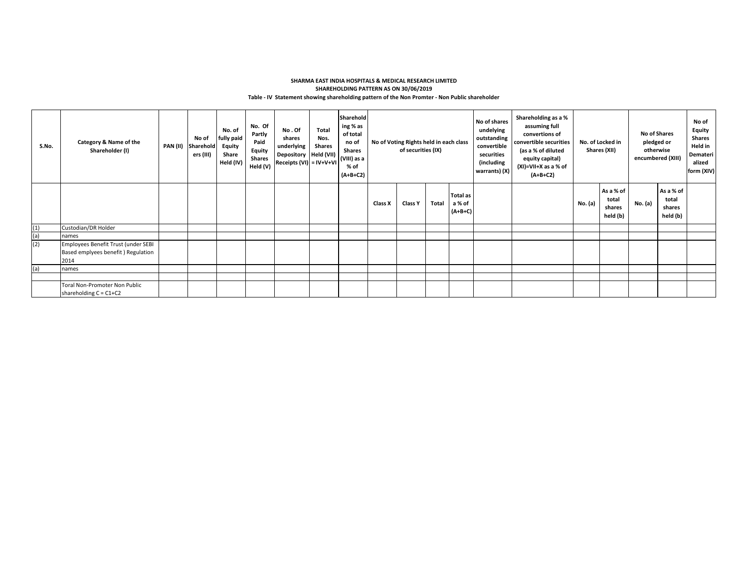**SHARMA EAST INDIA HOSPITALS & MEDICAL RESEARCH LIMITED**

**SHAREHOLDING PATTERN AS ON 30/06/2019**

**Table - IV Statement showing shareholding pattern of the Non Promter - Non Public shareholder**

| S.No. | Category & Name of the Shareholder (I) | PAN (II) | No of Shareholders (III) | No. of fully paid Equity Share Held (IV) | No. Of Partly Paid Equity Shares Held (V) | No . Of shares underlying Depository Receipts (VI) | Total Nos. Shares Held (VII) = IV+V+VI | Shareholding % as of total no of Shares (VIII) as a % of (A+B+C2) | No of Voting Rights held in each class of securities (IX) | | | | No of shares undelying outstanding convertible securities (including warrants) (X) | Shareholding as a % assuming full convertions of convertible securities (as a % of diluted equity capital) (XI)=VII+X as a % of (A+B+C2) | No. of Locked in Shares (XII) | | No of Shares pledged or otherwise encumbered (XIII) | | No of Equity Shares Held in Dematerialized form (XIV) |
|---|---|---|---|---|---|---|---|---|---|---|---|---|---|---|---|---|---|---|---|
| | | | | | | | | | Class X | Class Y | Total | Total as a % of (A+B+C) | | | No. (a) | As a % of total shares held (b) | No. (a) | As a % of total shares held (b) | |
| (1) | Custodian/DR Holder | | | | | | | | | | | | | | | | | | |
| (a) | names | | | | | | | | | | | | | | | | | | |
| (2) | Employees Benefit Trust (under SEBI Based emplyees benefit ) Regulation 2014 | | | | | | | | | | | | | | | | | | |
| (a) | names | | | | | | | | | | | | | | | | | | |
| | | | | | | | | | | | | | | | | | | | |
| | Toral Non-Promoter Non Public shareholding C = C1+C2 | | | | | | | | | | | | | | | | | | |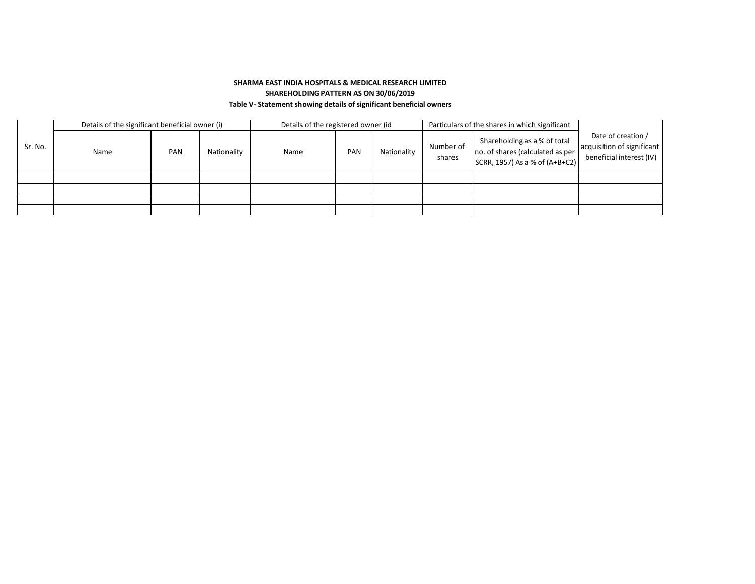**SHARMA EAST INDIA HOSPITALS & MEDICAL RESEARCH LIMITED**

**SHAREHOLDING PATTERN AS ON 30/06/2019**

**Table V- Statement showing details of significant beneficial owners**

| Sr. No. | Details of the significant beneficial owner (i) | | | Details of the registered owner (id | | | Particulars of the shares in which significant | | Date of creation / acquisition of significant beneficial interest (IV) |
|---|---|---|---|---|---|---|---|---|---|
| | Name | PAN | Nationality | Name | PAN | Nationality | Number of shares | Shareholding as a % of total no. of shares (calculated as per SCRR, 1957) As a % of (A+B+C2) | |
| | | | | | | | | | |
| | | | | | | | | | |
| | | | | | | | | | |
| | | | | | | | | | |